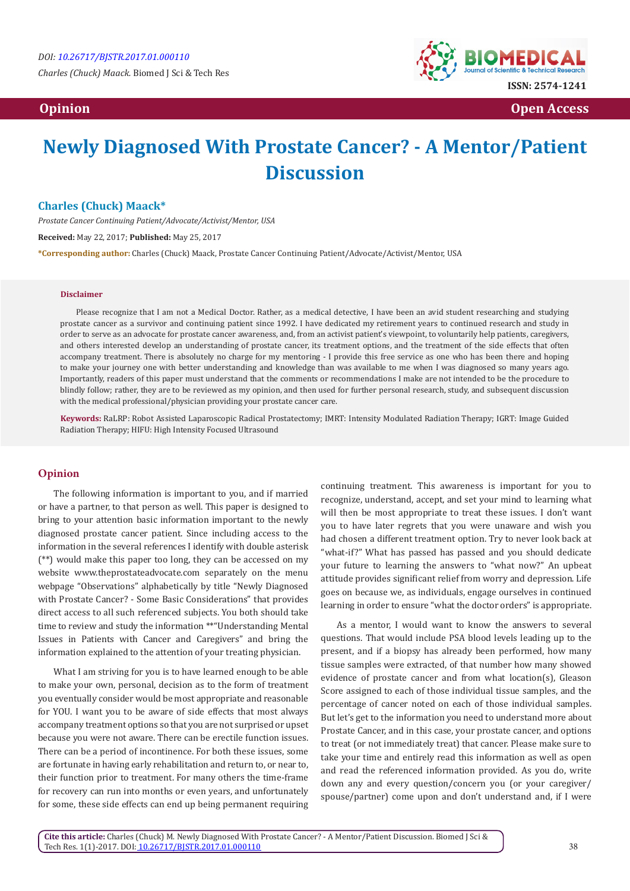DOI: 10.26717/BJSTR.2017.01.000110

Charles (Chuck) Maack. Biomed J Sci & Tech Res

ISSN: 2574-1241

**Opinion** **Open Access**

# Newly Diagnosed With Prostate Cancer? - A Mentor/Patient Discussion

**Charles (Chuck) Maack***

*Prostate Cancer Continuing Patient/Advocate/Activist/Mentor, USA*

**Received:** May 22, 2017; **Published:** May 25, 2017

***Corresponding author:** Charles (Chuck) Maack, Prostate Cancer Continuing Patient/Advocate/Activist/Mentor, USA

**Disclaimer**

Please recognize that I am not a Medical Doctor. Rather, as a medical detective, I have been an avid student researching and studying prostate cancer as a survivor and continuing patient since 1992. I have dedicated my retirement years to continued research and study in order to serve as an advocate for prostate cancer awareness, and, from an activist patient's viewpoint, to voluntarily help patients, caregivers, and others interested develop an understanding of prostate cancer, its treatment options, and the treatment of the side effects that often accompany treatment. There is absolutely no charge for my mentoring - I provide this free service as one who has been there and hoping to make your journey one with better understanding and knowledge than was available to me when I was diagnosed so many years ago. Importantly, readers of this paper must understand that the comments or recommendations I make are not intended to be the procedure to blindly follow; rather, they are to be reviewed as my opinion, and then used for further personal research, study, and subsequent discussion with the medical professional/physician providing your prostate cancer care.

**Keywords:** RaLRP: Robot Assisted Laparoscopic Radical Prostatectomy; IMRT: Intensity Modulated Radiation Therapy; IGRT: Image Guided Radiation Therapy; HIFU: High Intensity Focused Ultrasound

## Opinion

The following information is important to you, and if married or have a partner, to that person as well. This paper is designed to bring to your attention basic information important to the newly diagnosed prostate cancer patient. Since including access to the information in the several references I identify with double asterisk (**) would make this paper too long, they can be accessed on my website www.theprostateadvocate.com separately on the menu webpage "Observations" alphabetically by title "Newly Diagnosed with Prostate Cancer? - Some Basic Considerations" that provides direct access to all such referenced subjects. You both should take time to review and study the information **"Understanding Mental Issues in Patients with Cancer and Caregivers" and bring the information explained to the attention of your treating physician.

What I am striving for you is to have learned enough to be able to make your own, personal, decision as to the form of treatment you eventually consider would be most appropriate and reasonable for YOU. I want you to be aware of side effects that most always accompany treatment options so that you are not surprised or upset because you were not aware. There can be erectile function issues. There can be a period of incontinence. For both these issues, some are fortunate in having early rehabilitation and return to, or near to, their function prior to treatment. For many others the time-frame for recovery can run into months or even years, and unfortunately for some, these side effects can end up being permanent requiring continuing treatment. This awareness is important for you to recognize, understand, accept, and set your mind to learning what will then be most appropriate to treat these issues. I don't want you to have later regrets that you were unaware and wish you had chosen a different treatment option. Try to never look back at "what-if?" What has passed has passed and you should dedicate your future to learning the answers to "what now?" An upbeat attitude provides significant relief from worry and depression. Life goes on because we, as individuals, engage ourselves in continued learning in order to ensure "what the doctor orders" is appropriate.

As a mentor, I would want to know the answers to several questions. That would include PSA blood levels leading up to the present, and if a biopsy has already been performed, how many tissue samples were extracted, of that number how many showed evidence of prostate cancer and from what location(s), Gleason Score assigned to each of those individual tissue samples, and the percentage of cancer noted on each of those individual samples. But let's get to the information you need to understand more about Prostate Cancer, and in this case, your prostate cancer, and options to treat (or not immediately treat) that cancer. Please make sure to take your time and entirely read this information as well as open and read the referenced information provided. As you do, write down any and every question/concern you (or your caregiver/spouse/partner) come upon and don't understand and, if I were

**Cite this article:** Charles (Chuck) M. Newly Diagnosed With Prostate Cancer? - A Mentor/Patient Discussion. Biomed J Sci & Tech Res. 1(1)-2017. DOI: 10.26717/BJSTR.2017.01.000110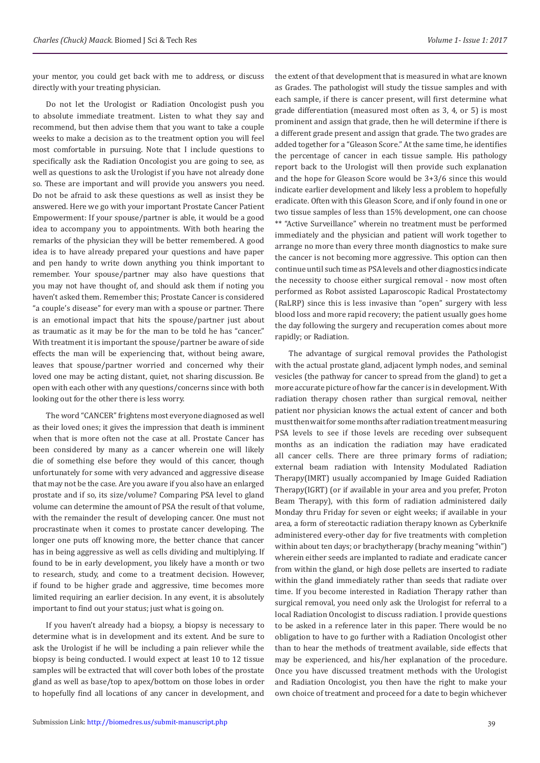your mentor, you could get back with me to address, or discuss directly with your treating physician.

Do not let the Urologist or Radiation Oncologist push you to absolute immediate treatment. Listen to what they say and recommend, but then advise them that you want to take a couple weeks to make a decision as to the treatment option you will feel most comfortable in pursuing. Note that I include questions to specifically ask the Radiation Oncologist you are going to see, as well as questions to ask the Urologist if you have not already done so. These are important and will provide you answers you need. Do not be afraid to ask these questions as well as insist they be answered. Here we go with your important Prostate Cancer Patient Empowerment: If your spouse/partner is able, it would be a good idea to accompany you to appointments. With both hearing the remarks of the physician they will be better remembered. A good idea is to have already prepared your questions and have paper and pen handy to write down anything you think important to remember. Your spouse/partner may also have questions that you may not have thought of, and should ask them if noting you haven't asked them. Remember this; Prostate Cancer is considered "a couple's disease" for every man with a spouse or partner. There is an emotional impact that hits the spouse/partner just about as traumatic as it may be for the man to be told he has "cancer." With treatment it is important the spouse/partner be aware of side effects the man will be experiencing that, without being aware, leaves that spouse/partner worried and concerned why their loved one may be acting distant, quiet, not sharing discussion. Be open with each other with any questions/concerns since with both looking out for the other there is less worry.

The word "CANCER" frightens most everyone diagnosed as well as their loved ones; it gives the impression that death is imminent when that is more often not the case at all. Prostate Cancer has been considered by many as a cancer wherein one will likely die of something else before they would of this cancer, though unfortunately for some with very advanced and aggressive disease that may not be the case. Are you aware if you also have an enlarged prostate and if so, its size/volume? Comparing PSA level to gland volume can determine the amount of PSA the result of that volume, with the remainder the result of developing cancer. One must not procrastinate when it comes to prostate cancer developing. The longer one puts off knowing more, the better chance that cancer has in being aggressive as well as cells dividing and multiplying. If found to be in early development, you likely have a month or two to research, study, and come to a treatment decision. However, if found to be higher grade and aggressive, time becomes more limited requiring an earlier decision. In any event, it is absolutely important to find out your status; just what is going on.

If you haven't already had a biopsy, a biopsy is necessary to determine what is in development and its extent. And be sure to ask the Urologist if he will be including a pain reliever while the biopsy is being conducted. I would expect at least 10 to 12 tissue samples will be extracted that will cover both lobes of the prostate gland as well as base/top to apex/bottom on those lobes in order to hopefully find all locations of any cancer in development, and the extent of that development that is measured in what are known as Grades. The pathologist will study the tissue samples and with each sample, if there is cancer present, will first determine what grade differentiation (measured most often as 3, 4, or 5) is most prominent and assign that grade, then he will determine if there is a different grade present and assign that grade. The two grades are added together for a "Gleason Score." At the same time, he identifies the percentage of cancer in each tissue sample. His pathology report back to the Urologist will then provide such explanation and the hope for Gleason Score would be 3+3/6 since this would indicate earlier development and likely less a problem to hopefully eradicate. Often with this Gleason Score, and if only found in one or two tissue samples of less than 15% development, one can choose ** "Active Surveillance" wherein no treatment must be performed immediately and the physician and patient will work together to arrange no more than every three month diagnostics to make sure the cancer is not becoming more aggressive. This option can then continue until such time as PSA levels and other diagnostics indicate the necessity to choose either surgical removal - now most often performed as Robot assisted Laparoscopic Radical Prostatectomy (RaLRP) since this is less invasive than "open" surgery with less blood loss and more rapid recovery; the patient usually goes home the day following the surgery and recuperation comes about more rapidly; or Radiation.

The advantage of surgical removal provides the Pathologist with the actual prostate gland, adjacent lymph nodes, and seminal vesicles (the pathway for cancer to spread from the gland) to get a more accurate picture of how far the cancer is in development. With radiation therapy chosen rather than surgical removal, neither patient nor physician knows the actual extent of cancer and both must then wait for some months after radiation treatment measuring PSA levels to see if those levels are receding over subsequent months as an indication the radiation may have eradicated all cancer cells. There are three primary forms of radiation; external beam radiation with Intensity Modulated Radiation Therapy(IMRT) usually accompanied by Image Guided Radiation Therapy(IGRT) (or if available in your area and you prefer, Proton Beam Therapy), with this form of radiation administered daily Monday thru Friday for seven or eight weeks; if available in your area, a form of stereotactic radiation therapy known as Cyberknife administered every-other day for five treatments with completion within about ten days; or brachytherapy (brachy meaning "within") wherein either seeds are implanted to radiate and eradicate cancer from within the gland, or high dose pellets are inserted to radiate within the gland immediately rather than seeds that radiate over time. If you become interested in Radiation Therapy rather than surgical removal, you need only ask the Urologist for referral to a local Radiation Oncologist to discuss radiation. I provide questions to be asked in a reference later in this paper. There would be no obligation to have to go further with a Radiation Oncologist other than to hear the methods of treatment available, side effects that may be experienced, and his/her explanation of the procedure. Once you have discussed treatment methods with the Urologist and Radiation Oncologist, you then have the right to make your own choice of treatment and proceed for a date to begin whichever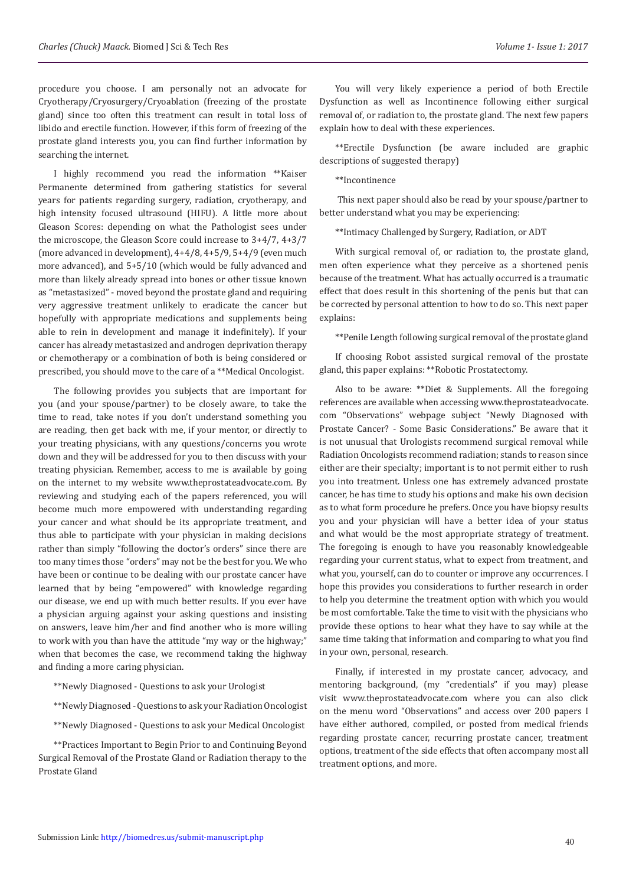procedure you choose. I am personally not an advocate for Cryotherapy/Cryosurgery/Cryoablation (freezing of the prostate gland) since too often this treatment can result in total loss of libido and erectile function. However, if this form of freezing of the prostate gland interests you, you can find further information by searching the internet.

I highly recommend you read the information **Kaiser Permanente determined from gathering statistics for several years for patients regarding surgery, radiation, cryotherapy, and high intensity focused ultrasound (HIFU). A little more about Gleason Scores: depending on what the Pathologist sees under the microscope, the Gleason Score could increase to 3+4/7, 4+3/7 (more advanced in development), 4+4/8, 4+5/9, 5+4/9 (even much more advanced), and 5+5/10 (which would be fully advanced and more than likely already spread into bones or other tissue known as "metastasized" - moved beyond the prostate gland and requiring very aggressive treatment unlikely to eradicate the cancer but hopefully with appropriate medications and supplements being able to rein in development and manage it indefinitely). If your cancer has already metastasized and androgen deprivation therapy or chemotherapy or a combination of both is being considered or prescribed, you should move to the care of a **Medical Oncologist.

The following provides you subjects that are important for you (and your spouse/partner) to be closely aware, to take the time to read, take notes if you don't understand something you are reading, then get back with me, if your mentor, or directly to your treating physicians, with any questions/concerns you wrote down and they will be addressed for you to then discuss with your treating physician. Remember, access to me is available by going on the internet to my website www.theprostateadvocate.com. By reviewing and studying each of the papers referenced, you will become much more empowered with understanding regarding your cancer and what should be its appropriate treatment, and thus able to participate with your physician in making decisions rather than simply "following the doctor's orders" since there are too many times those "orders" may not be the best for you. We who have been or continue to be dealing with our prostate cancer have learned that by being "empowered" with knowledge regarding our disease, we end up with much better results. If you ever have a physician arguing against your asking questions and insisting on answers, leave him/her and find another who is more willing to work with you than have the attitude "my way or the highway;" when that becomes the case, we recommend taking the highway and finding a more caring physician.

**Newly Diagnosed - Questions to ask your Urologist

**Newly Diagnosed - Questions to ask your Radiation Oncologist

**Newly Diagnosed - Questions to ask your Medical Oncologist

**Practices Important to Begin Prior to and Continuing Beyond Surgical Removal of the Prostate Gland or Radiation therapy to the Prostate Gland

You will very likely experience a period of both Erectile Dysfunction as well as Incontinence following either surgical removal of, or radiation to, the prostate gland. The next few papers explain how to deal with these experiences.

**Erectile Dysfunction (be aware included are graphic descriptions of suggested therapy)

**Incontinence

This next paper should also be read by your spouse/partner to better understand what you may be experiencing:

**Intimacy Challenged by Surgery, Radiation, or ADT

With surgical removal of, or radiation to, the prostate gland, men often experience what they perceive as a shortened penis because of the treatment. What has actually occurred is a traumatic effect that does result in this shortening of the penis but that can be corrected by personal attention to how to do so. This next paper explains:

**Penile Length following surgical removal of the prostate gland

If choosing Robot assisted surgical removal of the prostate gland, this paper explains: **Robotic Prostatectomy.

Also to be aware: **Diet & Supplements. All the foregoing references are available when accessing www.theprostateadvocate.com "Observations" webpage subject "Newly Diagnosed with Prostate Cancer? - Some Basic Considerations." Be aware that it is not unusual that Urologists recommend surgical removal while Radiation Oncologists recommend radiation; stands to reason since either are their specialty; important is to not permit either to rush you into treatment. Unless one has extremely advanced prostate cancer, he has time to study his options and make his own decision as to what form procedure he prefers. Once you have biopsy results you and your physician will have a better idea of your status and what would be the most appropriate strategy of treatment. The foregoing is enough to have you reasonably knowledgeable regarding your current status, what to expect from treatment, and what you, yourself, can do to counter or improve any occurrences. I hope this provides you considerations to further research in order to help you determine the treatment option with which you would be most comfortable. Take the time to visit with the physicians who provide these options to hear what they have to say while at the same time taking that information and comparing to what you find in your own, personal, research.

Finally, if interested in my prostate cancer, advocacy, and mentoring background, (my "credentials" if you may) please visit www.theprostateadvocate.com where you can also click on the menu word "Observations" and access over 200 papers I have either authored, compiled, or posted from medical friends regarding prostate cancer, recurring prostate cancer, treatment options, treatment of the side effects that often accompany most all treatment options, and more.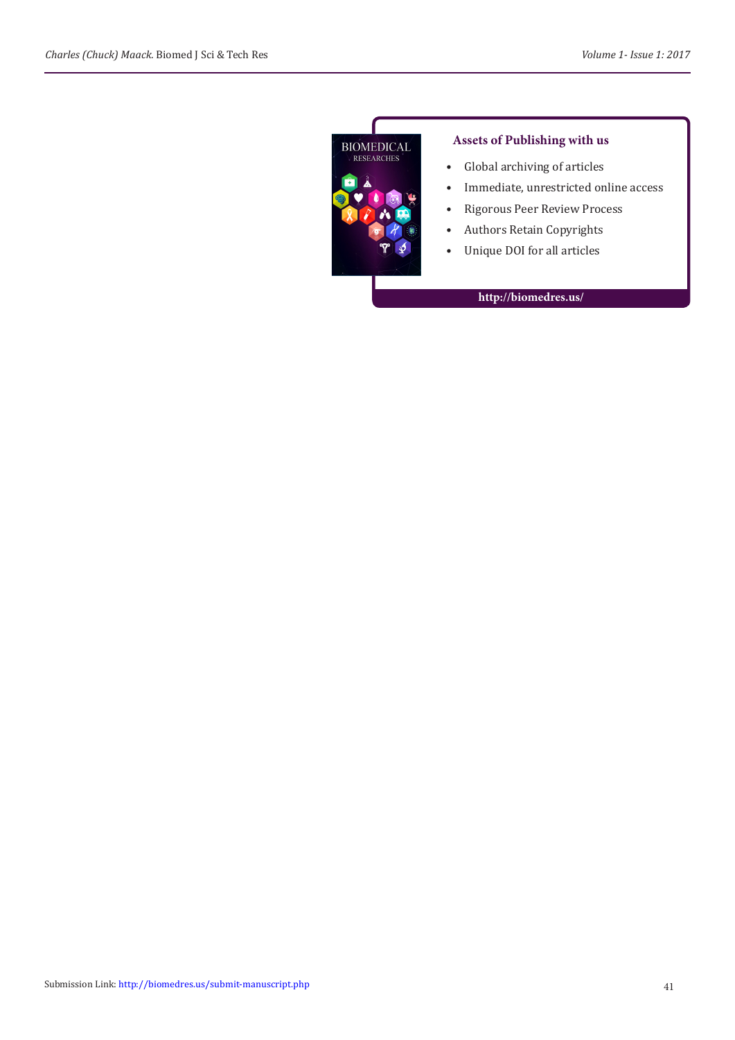BIOMEDICAL RESEARCHES

### Assets of Publishing with us

- Global archiving of articles
- Immediate, unrestricted online access
- Rigorous Peer Review Process
- Authors Retain Copyrights
- Unique DOI for all articles

**http://biomedres.us/**

Submission Link: http://biomedres.us/submit-manuscript.php